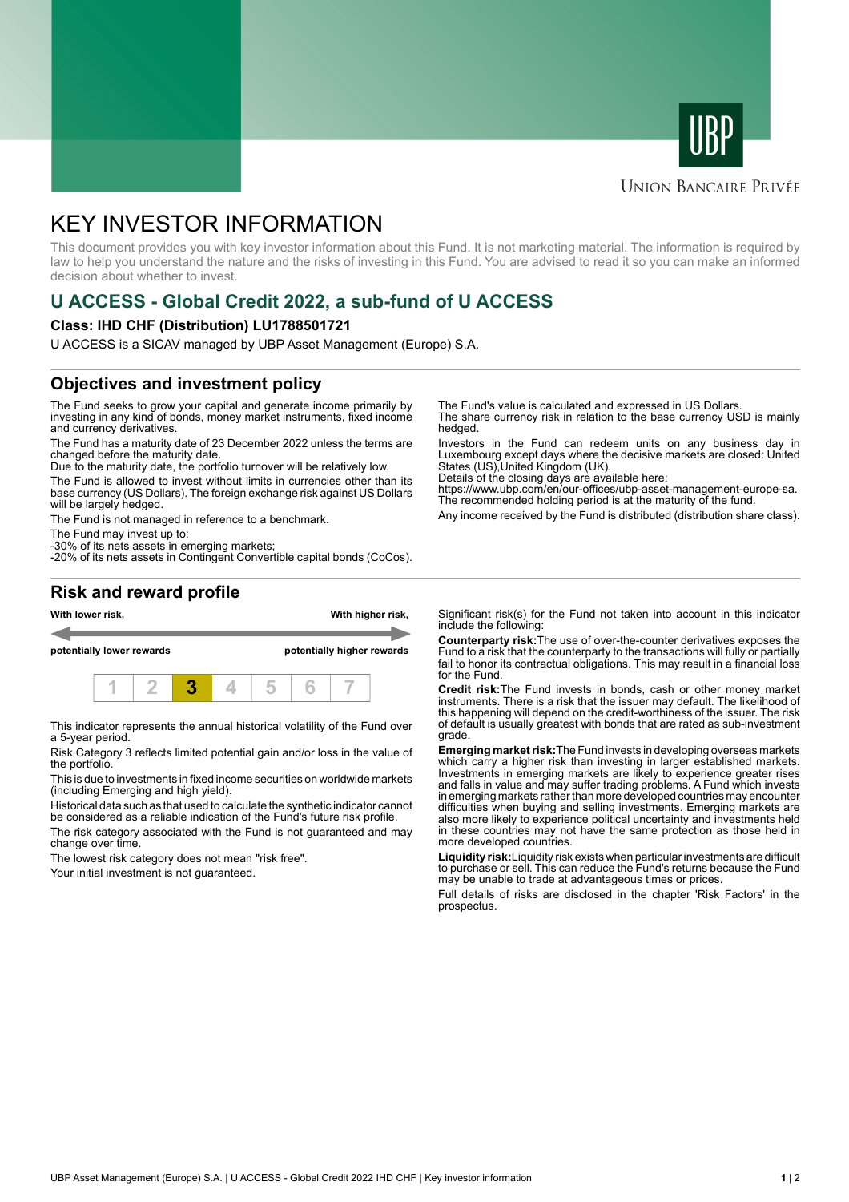# KEY INVESTOR INFORMATION

This document provides you with key investor information about this Fund. It is not marketing material. The information is required by law to help you understand the nature and the risks of investing in this Fund. You are advised to read it so you can make an informed decision about whether to invest.

## U ACCESS - Global Credit 2022, a sub-fund of U ACCESS

### Class: IHD CHF (Distribution) LU1788501721

U ACCESS is a SICAV managed by UBP Asset Management (Europe) S.A.

## Objectives and investment policy

The Fund seeks to grow your capital and generate income primarily by investing in any kind of bonds, money market instruments, fixed income and currency derivatives.

The Fund has a maturity date of 23 December 2022 unless the terms are changed before the maturity date.

Due to the maturity date, the portfolio turnover will be relatively low.

The Fund is allowed to invest without limits in currencies other than its base currency (US Dollars). The foreign exchange risk against US Dollars will be largely hedged.

The Fund is not managed in reference to a benchmark.

The Fund may invest up to:
-30% of its nets assets in emerging markets;
-20% of its nets assets in Contingent Convertible capital bonds (CoCos).

The Fund's value is calculated and expressed in US Dollars.
The share currency risk in relation to the base currency USD is mainly hedged.

Investors in the Fund can redeem units on any business day in Luxembourg except days where the decisive markets are closed: United States (US),United Kingdom (UK).
Details of the closing days are available here:
https://www.ubp.com/en/our-offices/ubp-asset-management-europe-sa.
The recommended holding period is at the maturity of the fund.

Any income received by the Fund is distributed (distribution share class).

## Risk and reward profile

**With lower risk,** **potentially lower rewards** — **With higher risk,** **potentially higher rewards**

| 1 | 2 | **3** | 4 | 5 | 6 | 7 |
|---|---|---|---|---|---|---|

This indicator represents the annual historical volatility of the Fund over a 5-year period.

Risk Category 3 reflects limited potential gain and/or loss in the value of the portfolio.

This is due to investments in fixed income securities on worldwide markets (including Emerging and high yield).

Historical data such as that used to calculate the synthetic indicator cannot be considered as a reliable indication of the Fund's future risk profile.

The risk category associated with the Fund is not guaranteed and may change over time.

The lowest risk category does not mean "risk free".

Your initial investment is not guaranteed.

Significant risk(s) for the Fund not taken into account in this indicator include the following:

**Counterparty risk:** The use of over-the-counter derivatives exposes the Fund to a risk that the counterparty to the transactions will fully or partially fail to honor its contractual obligations. This may result in a financial loss for the Fund.

**Credit risk:** The Fund invests in bonds, cash or other money market instruments. There is a risk that the issuer may default. The likelihood of this happening will depend on the credit-worthiness of the issuer. The risk of default is usually greatest with bonds that are rated as sub-investment grade.

**Emerging market risk:** The Fund invests in developing overseas markets which carry a higher risk than investing in larger established markets. Investments in emerging markets are likely to experience greater rises and falls in value and may suffer trading problems. A Fund which invests in emerging markets rather than more developed countries may encounter difficulties when buying and selling investments. Emerging markets are also more likely to experience political uncertainty and investments held in these countries may not have the same protection as those held in more developed countries.

**Liquidity risk:** Liquidity risk exists when particular investments are difficult to purchase or sell. This can reduce the Fund's returns because the Fund may be unable to trade at advantageous times or prices.

Full details of risks are disclosed in the chapter 'Risk Factors' in the prospectus.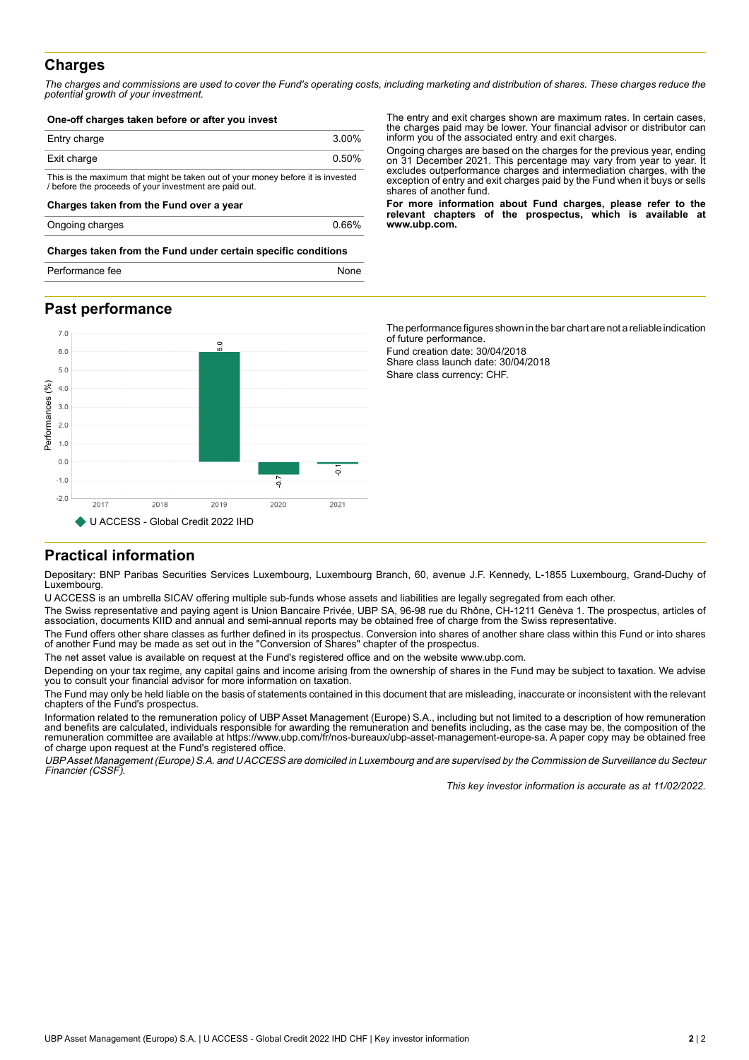## Charges

*The charges and commissions are used to cover the Fund's operating costs, including marketing and distribution of shares. These charges reduce the potential growth of your investment.*

| One-off charges taken before or after you invest | |
|---|---|
| Entry charge | 3.00% |
| Exit charge | 0.50% |

This is the maximum that might be taken out of your money before it is invested / before the proceeds of your investment are paid out.

| Charges taken from the Fund over a year | |
|---|---|
| Ongoing charges | 0.66% |

| Charges taken from the Fund under certain specific conditions | |
|---|---|
| Performance fee | None |

The entry and exit charges shown are maximum rates. In certain cases, the charges paid may be lower. Your financial advisor or distributor can inform you of the associated entry and exit charges.

Ongoing charges are based on the charges for the previous year, ending on 31 December 2021. This percentage may vary from year to year. It excludes outperformance charges and intermediation charges, with the exception of entry and exit charges paid by the Fund when it buys or sells shares of another fund.

**For more information about Fund charges, please refer to the relevant chapters of the prospectus, which is available at www.ubp.com.**

## Past performance

Performances (%)

7.0
6.0
5.0
4.0
3.0
2.0
1.0
0.0
-1.0
-2.0

2017 2018 2019 2020 2021

6.0
-0.7
-0.1

U ACCESS - Global Credit 2022 IHD

The performance figures shown in the bar chart are not a reliable indication of future performance.

Fund creation date: 30/04/2018

Share class launch date: 30/04/2018

Share class currency: CHF.

## Practical information

Depositary: BNP Paribas Securities Services Luxembourg, Luxembourg Branch, 60, avenue J.F. Kennedy, L-1855 Luxembourg, Grand-Duchy of Luxembourg.

U ACCESS is an umbrella SICAV offering multiple sub-funds whose assets and liabilities are legally segregated from each other.

The Swiss representative and paying agent is Union Bancaire Privée, UBP SA, 96-98 rue du Rhône, CH-1211 Genèva 1. The prospectus, articles of association, documents KIID and annual and semi-annual reports may be obtained free of charge from the Swiss representative.

The Fund offers other share classes as further defined in its prospectus. Conversion into shares of another share class within this Fund or into shares of another Fund may be made as set out in the "Conversion of Shares" chapter of the prospectus.

The net asset value is available on request at the Fund's registered office and on the website www.ubp.com.

Depending on your tax regime, any capital gains and income arising from the ownership of shares in the Fund may be subject to taxation. We advise you to consult your financial advisor for more information on taxation.

The Fund may only be held liable on the basis of statements contained in this document that are misleading, inaccurate or inconsistent with the relevant chapters of the Fund's prospectus.

Information related to the remuneration policy of UBP Asset Management (Europe) S.A., including but not limited to a description of how remuneration and benefits are calculated, individuals responsible for awarding the remuneration and benefits including, as the case may be, the composition of the remuneration committee are available at https://www.ubp.com/fr/nos-bureaux/ubp-asset-management-europe-sa. A paper copy may be obtained free of charge upon request at the Fund's registered office.

*UBP Asset Management (Europe) S.A. and U ACCESS are domiciled in Luxembourg and are supervised by the Commission de Surveillance du Secteur Financier (CSSF).*

*This key investor information is accurate as at 11/02/2022.*